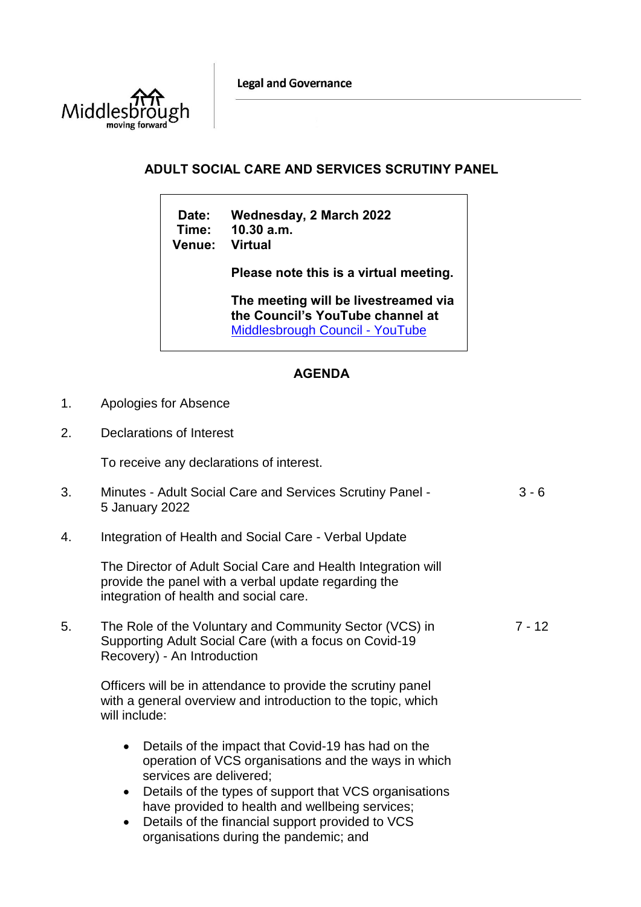Legal and Governance

# ADULT SOCIAL CARE AND SERVICES SCRUTINY PANEL

**Date:** Wednesday, 2 March 2022
**Time:** 10.30 a.m.
**Venue:** Virtual

**Please note this is a virtual meeting.**

**The meeting will be livestreamed via the Council's YouTube channel at** [Middlesbrough Council - YouTube]()

## AGENDA

1. Apologies for Absence

2. Declarations of Interest

   To receive any declarations of interest.

3. Minutes - Adult Social Care and Services Scrutiny Panel - 5 January 2022 — 3 - 6

4. Integration of Health and Social Care - Verbal Update

   The Director of Adult Social Care and Health Integration will provide the panel with a verbal update regarding the integration of health and social care.

5. The Role of the Voluntary and Community Sector (VCS) in Supporting Adult Social Care (with a focus on Covid-19 Recovery) - An Introduction — 7 - 12

   Officers will be in attendance to provide the scrutiny panel with a general overview and introduction to the topic, which will include:

   - Details of the impact that Covid-19 has had on the operation of VCS organisations and the ways in which services are delivered;
   - Details of the types of support that VCS organisations have provided to health and wellbeing services;
   - Details of the financial support provided to VCS organisations during the pandemic; and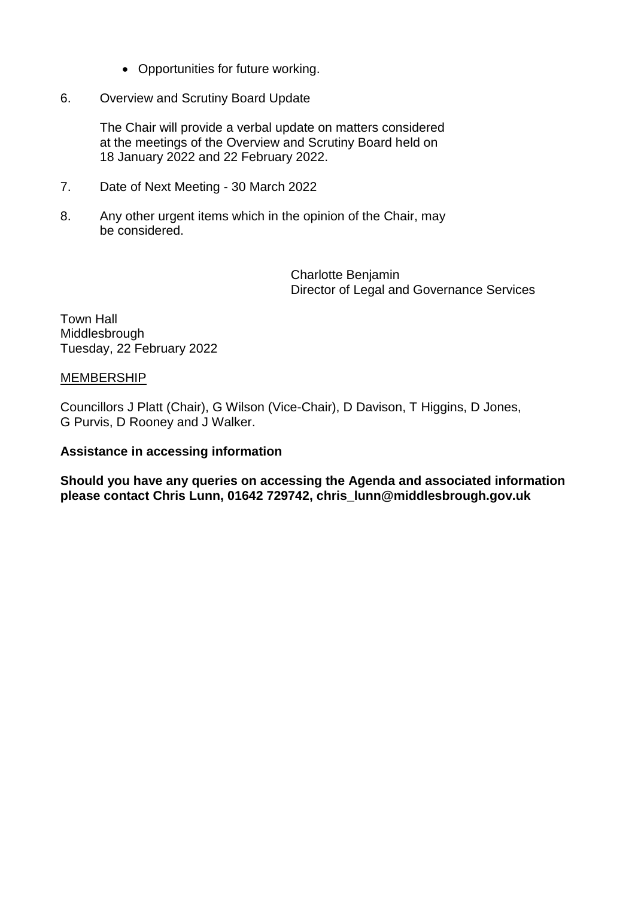- Opportunities for future working.

6. Overview and Scrutiny Board Update

   The Chair will provide a verbal update on matters considered at the meetings of the Overview and Scrutiny Board held on 18 January 2022 and 22 February 2022.

7. Date of Next Meeting - 30 March 2022

8. Any other urgent items which in the opinion of the Chair, may be considered.

Charlotte Benjamin
Director of Legal and Governance Services

Town Hall
Middlesbrough
Tuesday, 22 February 2022

MEMBERSHIP

Councillors J Platt (Chair), G Wilson (Vice-Chair), D Davison, T Higgins, D Jones, G Purvis, D Rooney and J Walker.

**Assistance in accessing information**

**Should you have any queries on accessing the Agenda and associated information please contact Chris Lunn, 01642 729742, chris_lunn@middlesbrough.gov.uk**